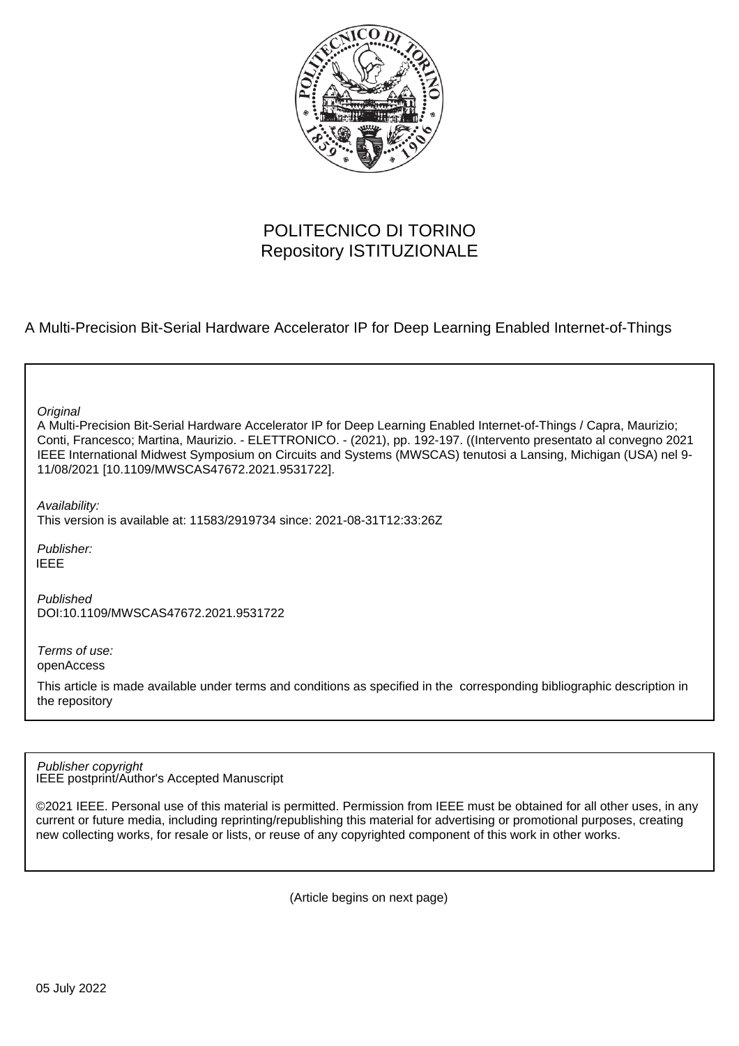POLITECNICO DI TORINO
Repository ISTITUZIONALE

A Multi-Precision Bit-Serial Hardware Accelerator IP for Deep Learning Enabled Internet-of-Things

*Original*
A Multi-Precision Bit-Serial Hardware Accelerator IP for Deep Learning Enabled Internet-of-Things / Capra, Maurizio; Conti, Francesco; Martina, Maurizio. - ELETTRONICO. - (2021), pp. 192-197. ((Intervento presentato al convegno 2021 IEEE International Midwest Symposium on Circuits and Systems (MWSCAS) tenutosi a Lansing, Michigan (USA) nel 9-11/08/2021 [10.1109/MWSCAS47672.2021.9531722].

*Availability:*
This version is available at: 11583/2919734 since: 2021-08-31T12:33:26Z

*Publisher:*
IEEE

*Published*
DOI:10.1109/MWSCAS47672.2021.9531722

*Terms of use:*
openAccess

This article is made available under terms and conditions as specified in the corresponding bibliographic description in the repository

*Publisher copyright*
IEEE postprint/Author's Accepted Manuscript

©2021 IEEE. Personal use of this material is permitted. Permission from IEEE must be obtained for all other uses, in any current or future media, including reprinting/republishing this material for advertising or promotional purposes, creating new collecting works, for resale or lists, or reuse of any copyrighted component of this work in other works.

(Article begins on next page)

05 July 2022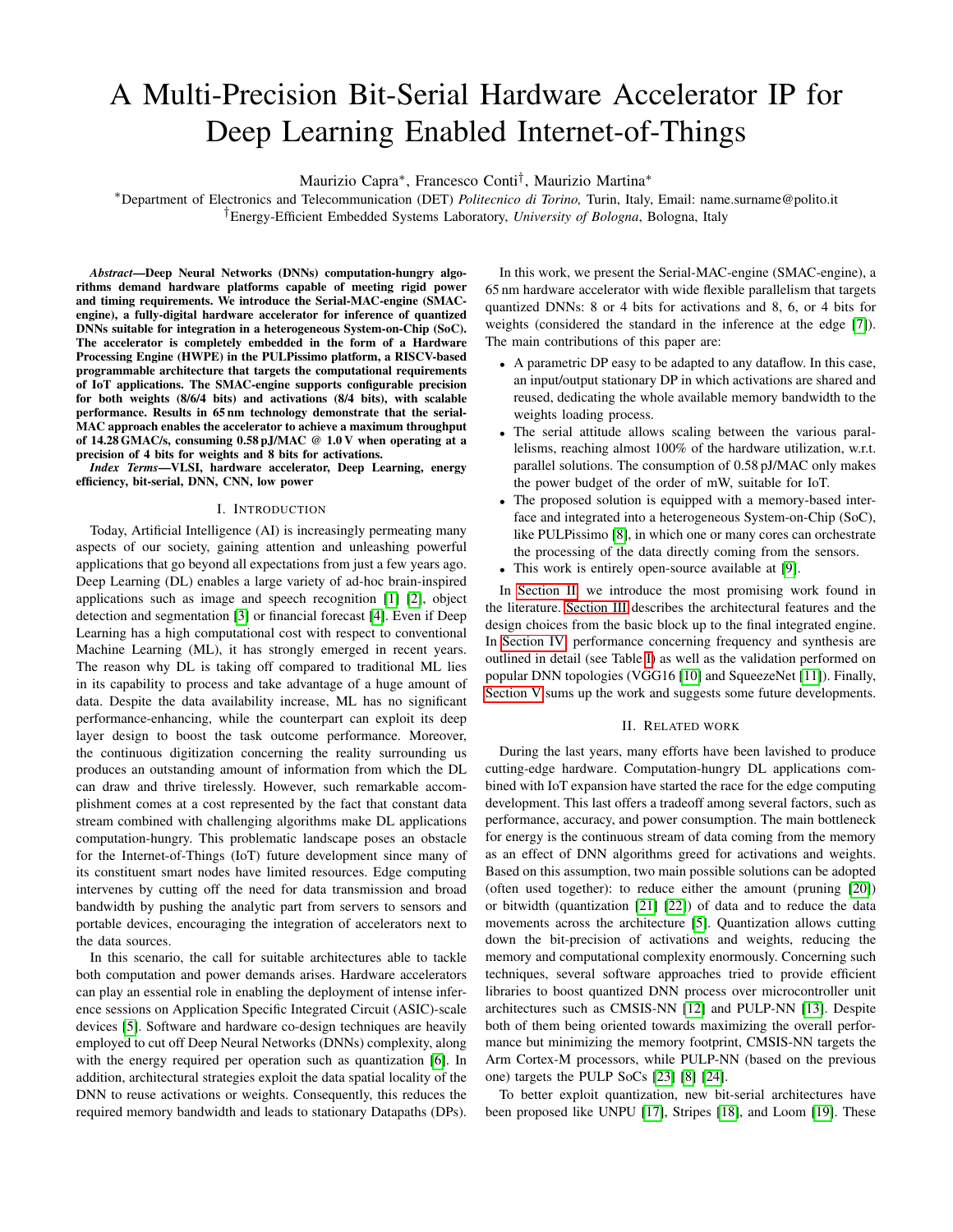# A Multi-Precision Bit-Serial Hardware Accelerator IP for Deep Learning Enabled Internet-of-Things

Maurizio Capra*, Francesco Conti†, Maurizio Martina*

*Department of Electronics and Telecommunication (DET) *Politecnico di Torino,* Turin, Italy, Email: name.surname@polito.it
†Energy-Efficient Embedded Systems Laboratory, *University of Bologna*, Bologna, Italy

***Abstract*—Deep Neural Networks (DNNs) computation-hungry algorithms demand hardware platforms capable of meeting rigid power and timing requirements. We introduce the Serial-MAC-engine (SMAC-engine), a fully-digital hardware accelerator for inference of quantized DNNs suitable for integration in a heterogeneous System-on-Chip (SoC). The accelerator is completely embedded in the form of a Hardware Processing Engine (HWPE) in the PULPissimo platform, a RISCV-based programmable architecture that targets the computational requirements of IoT applications. The SMAC-engine supports configurable precision for both weights (8/6/4 bits) and activations (8/4 bits), with scalable performance. Results in 65 nm technology demonstrate that the serial-MAC approach enables the accelerator to achieve a maximum throughput of 14.28 GMAC/s, consuming 0.58 pJ/MAC @ 1.0 V when operating at a precision of 4 bits for weights and 8 bits for activations.**

***Index Terms*—VLSI, hardware accelerator, Deep Learning, energy efficiency, bit-serial, DNN, CNN, low power**

## I. Introduction

Today, Artificial Intelligence (AI) is increasingly permeating many aspects of our society, gaining attention and unleashing powerful applications that go beyond all expectations from just a few years ago. Deep Learning (DL) enables a large variety of ad-hoc brain-inspired applications such as image and speech recognition [1] [2], object detection and segmentation [3] or financial forecast [4]. Even if Deep Learning has a high computational cost with respect to conventional Machine Learning (ML), it has strongly emerged in recent years. The reason why DL is taking off compared to traditional ML lies in its capability to process and take advantage of a huge amount of data. Despite the data availability increase, ML has no significant performance-enhancing, while the counterpart can exploit its deep layer design to boost the task outcome performance. Moreover, the continuous digitization concerning the reality surrounding us produces an outstanding amount of information from which the DL can draw and thrive tirelessly. However, such remarkable accomplishment comes at a cost represented by the fact that constant data stream combined with challenging algorithms make DL applications computation-hungry. This problematic landscape poses an obstacle for the Internet-of-Things (IoT) future development since many of its constituent smart nodes have limited resources. Edge computing intervenes by cutting off the need for data transmission and broad bandwidth by pushing the analytic part from servers to sensors and portable devices, encouraging the integration of accelerators next to the data sources.

In this scenario, the call for suitable architectures able to tackle both computation and power demands arises. Hardware accelerators can play an essential role in enabling the deployment of intense inference sessions on Application Specific Integrated Circuit (ASIC)-scale devices [5]. Software and hardware co-design techniques are heavily employed to cut off Deep Neural Networks (DNNs) complexity, along with the energy required per operation such as quantization [6]. In addition, architectural strategies exploit the data spatial locality of the DNN to reuse activations or weights. Consequently, this reduces the required memory bandwidth and leads to stationary Datapaths (DPs).

In this work, we present the Serial-MAC-engine (SMAC-engine), a 65 nm hardware accelerator with wide flexible parallelism that targets quantized DNNs: 8 or 4 bits for activations and 8, 6, or 4 bits for weights (considered the standard in the inference at the edge [7]). The main contributions of this paper are:

- A parametric DP easy to be adapted to any dataflow. In this case, an input/output stationary DP in which activations are shared and reused, dedicating the whole available memory bandwidth to the weights loading process.
- The serial attitude allows scaling between the various parallelisms, reaching almost 100% of the hardware utilization, w.r.t. parallel solutions. The consumption of 0.58 pJ/MAC only makes the power budget of the order of mW, suitable for IoT.
- The proposed solution is equipped with a memory-based interface and integrated into a heterogeneous System-on-Chip (SoC), like PULPissimo [8], in which one or many cores can orchestrate the processing of the data directly coming from the sensors.
- This work is entirely open-source available at [9].

In Section II, we introduce the most promising work found in the literature. Section III describes the architectural features and the design choices from the basic block up to the final integrated engine. In Section IV, performance concerning frequency and synthesis are outlined in detail (see Table I) as well as the validation performed on popular DNN topologies (VGG16 [10] and SqueezeNet [11]). Finally, Section V sums up the work and suggests some future developments.

## II. Related work

During the last years, many efforts have been lavished to produce cutting-edge hardware. Computation-hungry DL applications combined with IoT expansion have started the race for the edge computing development. This last offers a tradeoff among several factors, such as performance, accuracy, and power consumption. The main bottleneck for energy is the continuous stream of data coming from the memory as an effect of DNN algorithms greed for activations and weights. Based on this assumption, two main possible solutions can be adopted (often used together): to reduce either the amount (pruning [20]) or bitwidth (quantization [21] [22]) of data and to reduce the data movements across the architecture [5]. Quantization allows cutting down the bit-precision of activations and weights, reducing the memory and computational complexity enormously. Concerning such techniques, several software approaches tried to provide efficient libraries to boost quantized DNN process over microcontroller unit architectures such as CMSIS-NN [12] and PULP-NN [13]. Despite both of them being oriented towards maximizing the overall performance but minimizing the memory footprint, CMSIS-NN targets the Arm Cortex-M processors, while PULP-NN (based on the previous one) targets the PULP SoCs [23] [8] [24].

To better exploit quantization, new bit-serial architectures have been proposed like UNPU [17], Stripes [18], and Loom [19]. These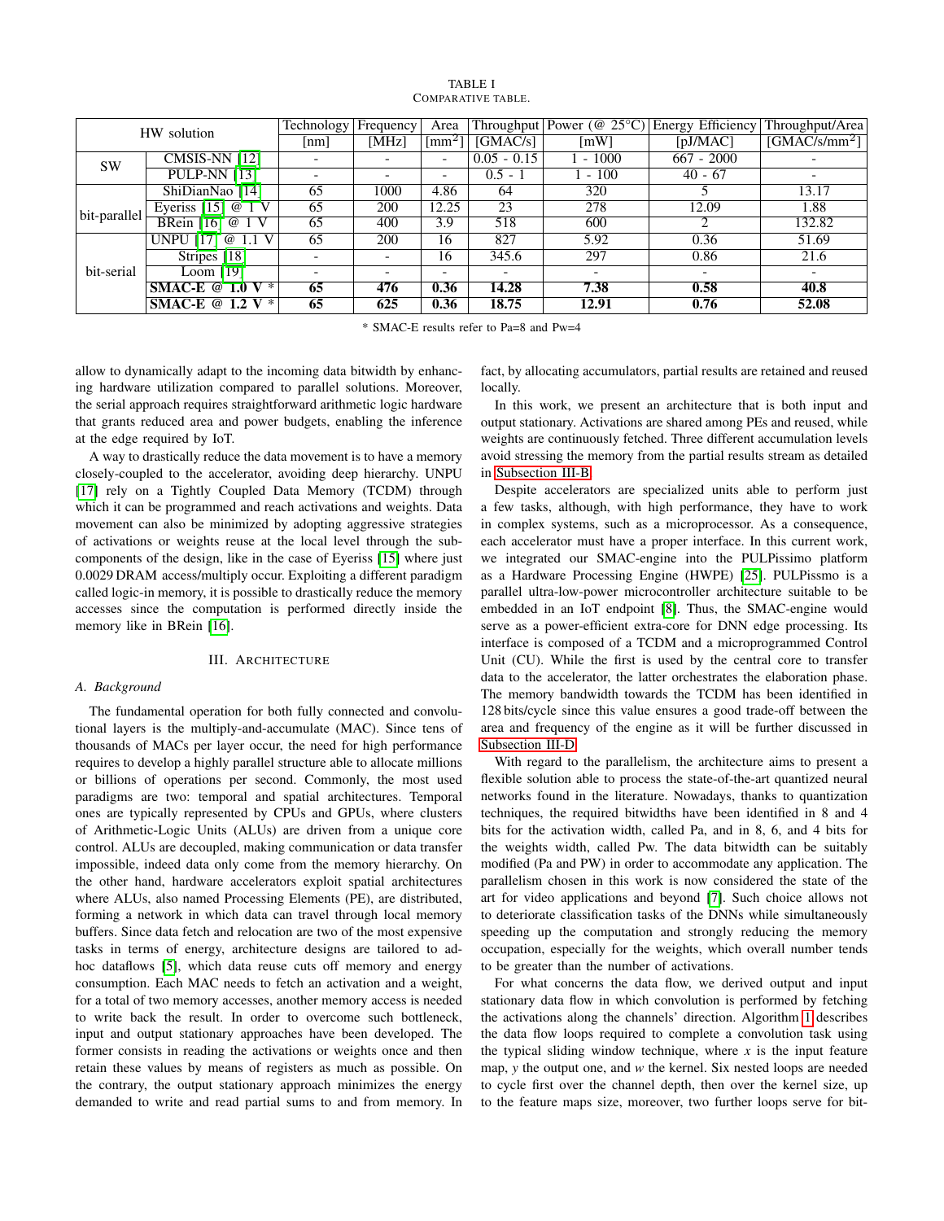TABLE I
COMPARATIVE TABLE.

| HW solution | | Technology | Frequency | Area | Throughput | Power (@ 25°C) | Energy Efficiency | Throughput/Area |
|---|---|---|---|---|---|---|---|---|
| | | [nm] | [MHz] | [mm$^2$] | [GMAC/s] | [mW] | [pJ/MAC] | [GMAC/s/mm$^2$] |
| SW | CMSIS-NN [12] | - | - | - | 0.05 - 0.15 | 1 - 1000 | 667 - 2000 | - |
| | PULP-NN [13] | - | - | - | 0.5 - 1 | 1 - 100 | 40 - 67 | - |
| bit-parallel | ShiDianNao [14] | 65 | 1000 | 4.86 | 64 | 320 | 5 | 13.17 |
| | Eyeriss [15] @ 1 V | 65 | 200 | 12.25 | 23 | 278 | 12.09 | 1.88 |
| | BRein [16] @ 1 V | 65 | 400 | 3.9 | 518 | 600 | 2 | 132.82 |
| bit-serial | UNPU [17] @ 1.1 V | 65 | 200 | 16 | 827 | 5.92 | 0.36 | 51.69 |
| | Stripes [18] | - | - | 16 | 345.6 | 297 | 0.86 | 21.6 |
| | Loom [19] | - | - | - | - | - | - | - |
| | **SMAC-E @ 1.0 V *** | **65** | **476** | **0.36** | **14.28** | **7.38** | **0.58** | **40.8** |
| | **SMAC-E @ 1.2 V *** | **65** | **625** | **0.36** | **18.75** | **12.91** | **0.76** | **52.08** |

* SMAC-E results refer to Pa=8 and Pw=4

allow to dynamically adapt to the incoming data bitwidth by enhancing hardware utilization compared to parallel solutions. Moreover, the serial approach requires straightforward arithmetic logic hardware that grants reduced area and power budgets, enabling the inference at the edge required by IoT.

A way to drastically reduce the data movement is to have a memory closely-coupled to the accelerator, avoiding deep hierarchy. UNPU [17] rely on a Tightly Coupled Data Memory (TCDM) through which it can be programmed and reach activations and weights. Data movement can also be minimized by adopting aggressive strategies of activations or weights reuse at the local level through the subcomponents of the design, like in the case of Eyeriss [15] where just 0.0029 DRAM access/multiply occur. Exploiting a different paradigm called logic-in memory, it is possible to drastically reduce the memory accesses since the computation is performed directly inside the memory like in BRein [16].

## III. Architecture

### A. Background

The fundamental operation for both fully connected and convolutional layers is the multiply-and-accumulate (MAC). Since tens of thousands of MACs per layer occur, the need for high performance requires to develop a highly parallel structure able to allocate millions or billions of operations per second. Commonly, the most used paradigms are two: temporal and spatial architectures. Temporal ones are typically represented by CPUs and GPUs, where clusters of Arithmetic-Logic Units (ALUs) are driven from a unique core control. ALUs are decoupled, making communication or data transfer impossible, indeed data only come from the memory hierarchy. On the other hand, hardware accelerators exploit spatial architectures where ALUs, also named Processing Elements (PE), are distributed, forming a network in which data can travel through local memory buffers. Since data fetch and relocation are two of the most expensive tasks in terms of energy, architecture designs are tailored to ad-hoc dataflows [5], which data reuse cuts off memory and energy consumption. Each MAC needs to fetch an activation and a weight, for a total of two memory accesses, another memory access is needed to write back the result. In order to overcome such bottleneck, input and output stationary approaches have been developed. The former consists in reading the activations or weights once and then retain these values by means of registers as much as possible. On the contrary, the output stationary approach minimizes the energy demanded to write and read partial sums to and from memory. In fact, by allocating accumulators, partial results are retained and reused locally.

In this work, we present an architecture that is both input and output stationary. Activations are shared among PEs and reused, while weights are continuously fetched. Three different accumulation levels avoid stressing the memory from the partial results stream as detailed in Subsection III-B.

Despite accelerators are specialized units able to perform just a few tasks, although, with high performance, they have to work in complex systems, such as a microprocessor. As a consequence, each accelerator must have a proper interface. In this current work, we integrated our SMAC-engine into the PULPissimo platform as a Hardware Processing Engine (HWPE) [25]. PULPissmo is a parallel ultra-low-power microcontroller architecture suitable to be embedded in an IoT endpoint [8]. Thus, the SMAC-engine would serve as a power-efficient extra-core for DNN edge processing. Its interface is composed of a TCDM and a microprogrammed Control Unit (CU). While the first is used by the central core to transfer data to the accelerator, the latter orchestrates the elaboration phase. The memory bandwidth towards the TCDM has been identified in 128 bits/cycle since this value ensures a good trade-off between the area and frequency of the engine as it will be further discussed in Subsection III-D.

With regard to the parallelism, the architecture aims to present a flexible solution able to process the state-of-the-art quantized neural networks found in the literature. Nowadays, thanks to quantization techniques, the required bitwidths have been identified in 8 and 4 bits for the activation width, called Pa, and in 8, 6, and 4 bits for the weights width, called Pw. The data bitwidth can be suitably modified (Pa and PW) in order to accommodate any application. The parallelism chosen in this work is now considered the state of the art for video applications and beyond [7]. Such choice allows not to deteriorate classification tasks of the DNNs while simultaneously speeding up the computation and strongly reducing the memory occupation, especially for the weights, which overall number tends to be greater than the number of activations.

For what concerns the data flow, we derived output and input stationary data flow in which convolution is performed by fetching the activations along the channels' direction. Algorithm 1 describes the data flow loops required to complete a convolution task using the typical sliding window technique, where $x$ is the input feature map, $y$ the output one, and $w$ the kernel. Six nested loops are needed to cycle first over the channel depth, then over the kernel size, up to the feature maps size, moreover, two further loops serve for bit-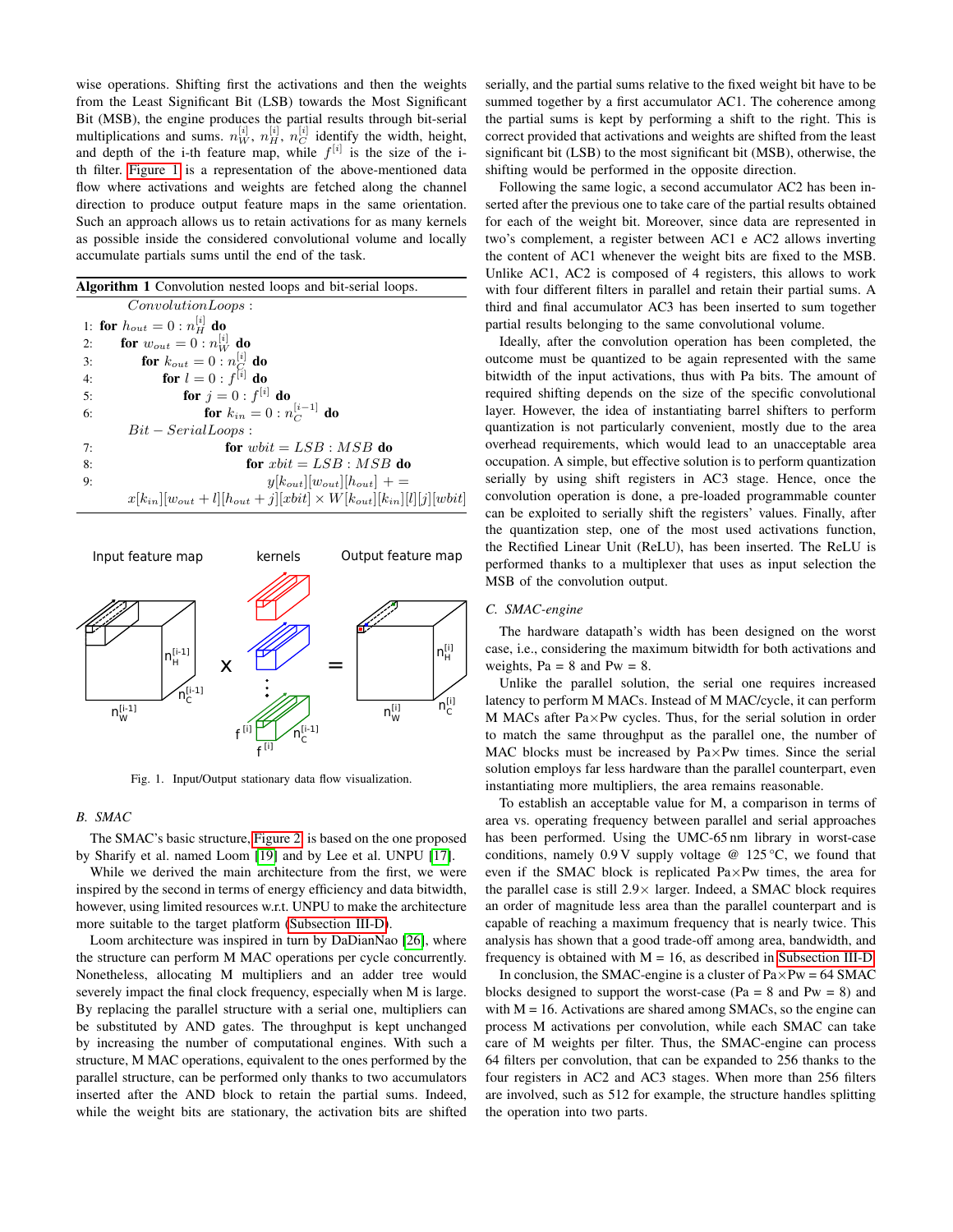wise operations. Shifting first the activations and then the weights from the Least Significant Bit (LSB) towards the Most Significant Bit (MSB), the engine produces the partial results through bit-serial multiplications and sums. $n_W^{[i]}$, $n_H^{[i]}$, $n_C^{[i]}$ identify the width, height, and depth of the i-th feature map, while $f^{[i]}$ is the size of the i-th filter. Figure 1 is a representation of the above-mentioned data flow where activations and weights are fetched along the channel direction to produce output feature maps in the same orientation. Such an approach allows us to retain activations for as many kernels as possible inside the considered convolutional volume and locally accumulate partials sums until the end of the task.

**Algorithm 1** Convolution nested loops and bit-serial loops.

$ConvolutionLoops$ :
1: **for** $h_{out} = 0 : n_H^{[i]}$ **do**
2: &nbsp;&nbsp;**for** $w_{out} = 0 : n_W^{[i]}$ **do**
3: &nbsp;&nbsp;&nbsp;&nbsp;**for** $k_{out} = 0 : n_C^{[i]}$ **do**
4: &nbsp;&nbsp;&nbsp;&nbsp;&nbsp;&nbsp;**for** $l = 0 : f^{[i]}$ **do**
5: &nbsp;&nbsp;&nbsp;&nbsp;&nbsp;&nbsp;&nbsp;&nbsp;**for** $j = 0 : f^{[i]}$ **do**
6: &nbsp;&nbsp;&nbsp;&nbsp;&nbsp;&nbsp;&nbsp;&nbsp;&nbsp;&nbsp;**for** $k_{in} = 0 : n_C^{[i-1]}$ **do**
$Bit - SerialLoops$ :
7: &nbsp;&nbsp;&nbsp;&nbsp;&nbsp;&nbsp;&nbsp;&nbsp;&nbsp;&nbsp;&nbsp;&nbsp;**for** $wbit = LSB : MSB$ **do**
8: &nbsp;&nbsp;&nbsp;&nbsp;&nbsp;&nbsp;&nbsp;&nbsp;&nbsp;&nbsp;&nbsp;&nbsp;&nbsp;&nbsp;**for** $xbit = LSB : MSB$ **do**
9: &nbsp;&nbsp;&nbsp;&nbsp;&nbsp;&nbsp;&nbsp;&nbsp;&nbsp;&nbsp;&nbsp;&nbsp;&nbsp;&nbsp;&nbsp;&nbsp;$y[k_{out}][w_{out}][h_{out}] += x[k_{in}][w_{out}+l][h_{out}+j][xbit] \times W[k_{out}][k_{in}][l][j][wbit]$

Fig. 1. Input/Output stationary data flow visualization.

### B. SMAC

The SMAC's basic structure, Figure 2, is based on the one proposed by Sharify et al. named Loom [19] and by Lee et al. UNPU [17].

While we derived the main architecture from the first, we were inspired by the second in terms of energy efficiency and data bitwidth, however, using limited resources w.r.t. UNPU to make the architecture more suitable to the target platform (Subsection III-D).

Loom architecture was inspired in turn by DaDianNao [26], where the structure can perform M MAC operations per cycle concurrently. Nonetheless, allocating M multipliers and an adder tree would severely impact the final clock frequency, especially when M is large. By replacing the parallel structure with a serial one, multipliers can be substituted by AND gates. The throughput is kept unchanged by increasing the number of computational engines. With such a structure, M MAC operations, equivalent to the ones performed by the parallel structure, can be performed only thanks to two accumulators inserted after the AND block to retain the partial sums. Indeed, while the weight bits are stationary, the activation bits are shifted serially, and the partial sums relative to the fixed weight bit have to be summed together by a first accumulator AC1. The coherence among the partial sums is kept by performing a shift to the right. This is correct provided that activations and weights are shifted from the least significant bit (LSB) to the most significant bit (MSB), otherwise, the shifting would be performed in the opposite direction.

Following the same logic, a second accumulator AC2 has been inserted after the previous one to take care of the partial results obtained for each of the weight bit. Moreover, since data are represented in two's complement, a register between AC1 e AC2 allows inverting the content of AC1 whenever the weight bits are fixed to the MSB. Unlike AC1, AC2 is composed of 4 registers, this allows to work with four different filters in parallel and retain their partial sums. A third and final accumulator AC3 has been inserted to sum together partial results belonging to the same convolutional volume.

Ideally, after the convolution operation has been completed, the outcome must be quantized to be again represented with the same bitwidth of the input activations, thus with Pa bits. The amount of required shifting depends on the size of the specific convolutional layer. However, the idea of instantiating barrel shifters to perform quantization is not particularly convenient, mostly due to the area overhead requirements, which would lead to an unacceptable area occupation. A simple, but effective solution is to perform quantization serially by using shift registers in AC3 stage. Hence, once the convolution operation is done, a pre-loaded programmable counter can be exploited to serially shift the registers' values. Finally, after the quantization step, one of the most used activations function, the Rectified Linear Unit (ReLU), has been inserted. The ReLU is performed thanks to a multiplexer that uses as input selection the MSB of the convolution output.

### C. SMAC-engine

The hardware datapath's width has been designed on the worst case, i.e., considering the maximum bitwidth for both activations and weights, Pa = 8 and Pw = 8.

Unlike the parallel solution, the serial one requires increased latency to perform M MACs. Instead of M MAC/cycle, it can perform M MACs after Pa×Pw cycles. Thus, for the serial solution in order to match the same throughput as the parallel one, the number of MAC blocks must be increased by Pa×Pw times. Since the serial solution employs far less hardware than the parallel counterpart, even instantiating more multipliers, the area remains reasonable.

To establish an acceptable value for M, a comparison in terms of area vs. operating frequency between parallel and serial approaches has been performed. Using the UMC-65 nm library in worst-case conditions, namely 0.9 V supply voltage @ 125 °C, we found that even if the SMAC block is replicated Pa×Pw times, the area for the parallel case is still 2.9× larger. Indeed, a SMAC block requires an order of magnitude less area than the parallel counterpart and is capable of reaching a maximum frequency that is nearly twice. This analysis has shown that a good trade-off among area, bandwidth, and frequency is obtained with M = 16, as described in Subsection III-D.

In conclusion, the SMAC-engine is a cluster of Pa×Pw = 64 SMAC blocks designed to support the worst-case (Pa = 8 and Pw = 8) and with M = 16. Activations are shared among SMACs, so the engine can process M activations per convolution, while each SMAC can take care of M weights per filter. Thus, the SMAC-engine can process 64 filters per convolution, that can be expanded to 256 thanks to the four registers in AC2 and AC3 stages. When more than 256 filters are involved, such as 512 for example, the structure handles splitting the operation into two parts.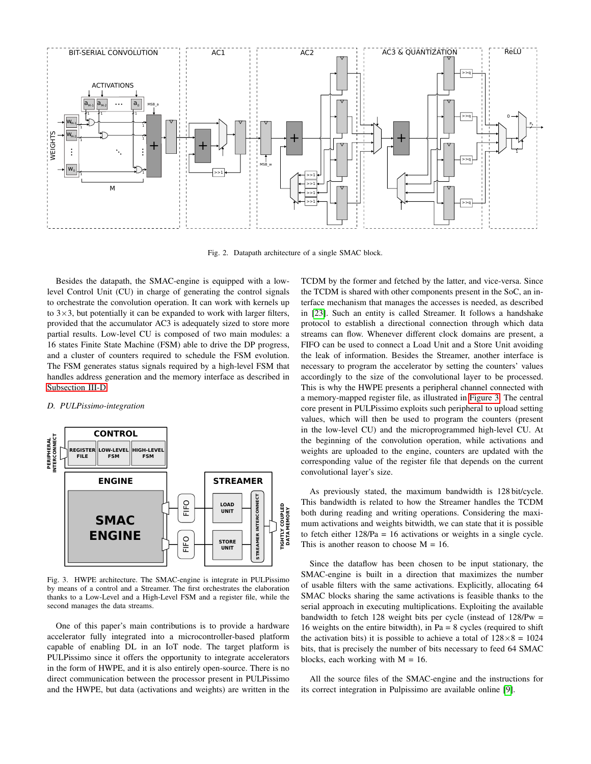Fig. 2. Datapath architecture of a single SMAC block.

Besides the datapath, the SMAC-engine is equipped with a low-level Control Unit (CU) in charge of generating the control signals to orchestrate the convolution operation. It can work with kernels up to 3×3, but potentially it can be expanded to work with larger filters, provided that the accumulator AC3 is adequately sized to store more partial results. Low-level CU is composed of two main modules: a 16 states Finite State Machine (FSM) able to drive the DP progress, and a cluster of counters required to schedule the FSM evolution. The FSM generates status signals required by a high-level FSM that handles address generation and the memory interface as described in Subsection III-D.

### *D. PULPissimo-integration*

Fig. 3. HWPE architecture. The SMAC-engine is integrate in PULPissimo by means of a control and a Streamer. The first orchestrates the elaboration thanks to a Low-Level and a High-Level FSM and a register file, while the second manages the data streams.

One of this paper's main contributions is to provide a hardware accelerator fully integrated into a microcontroller-based platform capable of enabling DL in an IoT node. The target platform is PULPissimo since it offers the opportunity to integrate accelerators in the form of HWPE, and it is also entirely open-source. There is no direct communication between the processor present in PULPissimo and the HWPE, but data (activations and weights) are written in the TCDM by the former and fetched by the latter, and vice-versa. Since the TCDM is shared with other components present in the SoC, an interface mechanism that manages the accesses is needed, as described in [23]. Such an entity is called Streamer. It follows a handshake protocol to establish a directional connection through which data streams can flow. Whenever different clock domains are present, a FIFO can be used to connect a Load Unit and a Store Unit avoiding the leak of information. Besides the Streamer, another interface is necessary to program the accelerator by setting the counters' values accordingly to the size of the convolutional layer to be processed. This is why the HWPE presents a peripheral channel connected with a memory-mapped register file, as illustrated in Figure 3. The central core present in PULPissimo exploits such peripheral to upload setting values, which will then be used to program the counters (present in the low-level CU) and the microprogrammed high-level CU. At the beginning of the convolution operation, while activations and weights are uploaded to the engine, counters are updated with the corresponding value of the register file that depends on the current convolutional layer's size.

As previously stated, the maximum bandwidth is 128 bit/cycle. This bandwidth is related to how the Streamer handles the TCDM both during reading and writing operations. Considering the maximum activations and weights bitwidth, we can state that it is possible to fetch either 128/Pa = 16 activations or weights in a single cycle. This is another reason to choose M = 16.

Since the dataflow has been chosen to be input stationary, the SMAC-engine is built in a direction that maximizes the number of usable filters with the same activations. Explicitly, allocating 64 SMAC blocks sharing the same activations is feasible thanks to the serial approach in executing multiplications. Exploiting the available bandwidth to fetch 128 weight bits per cycle (instead of 128/Pw = 16 weights on the entire bitwidth), in Pa = 8 cycles (required to shift the activation bits) it is possible to achieve a total of 128×8 = 1024 bits, that is precisely the number of bits necessary to feed 64 SMAC blocks, each working with M = 16.

All the source files of the SMAC-engine and the instructions for its correct integration in Pulpissimo are available online [9].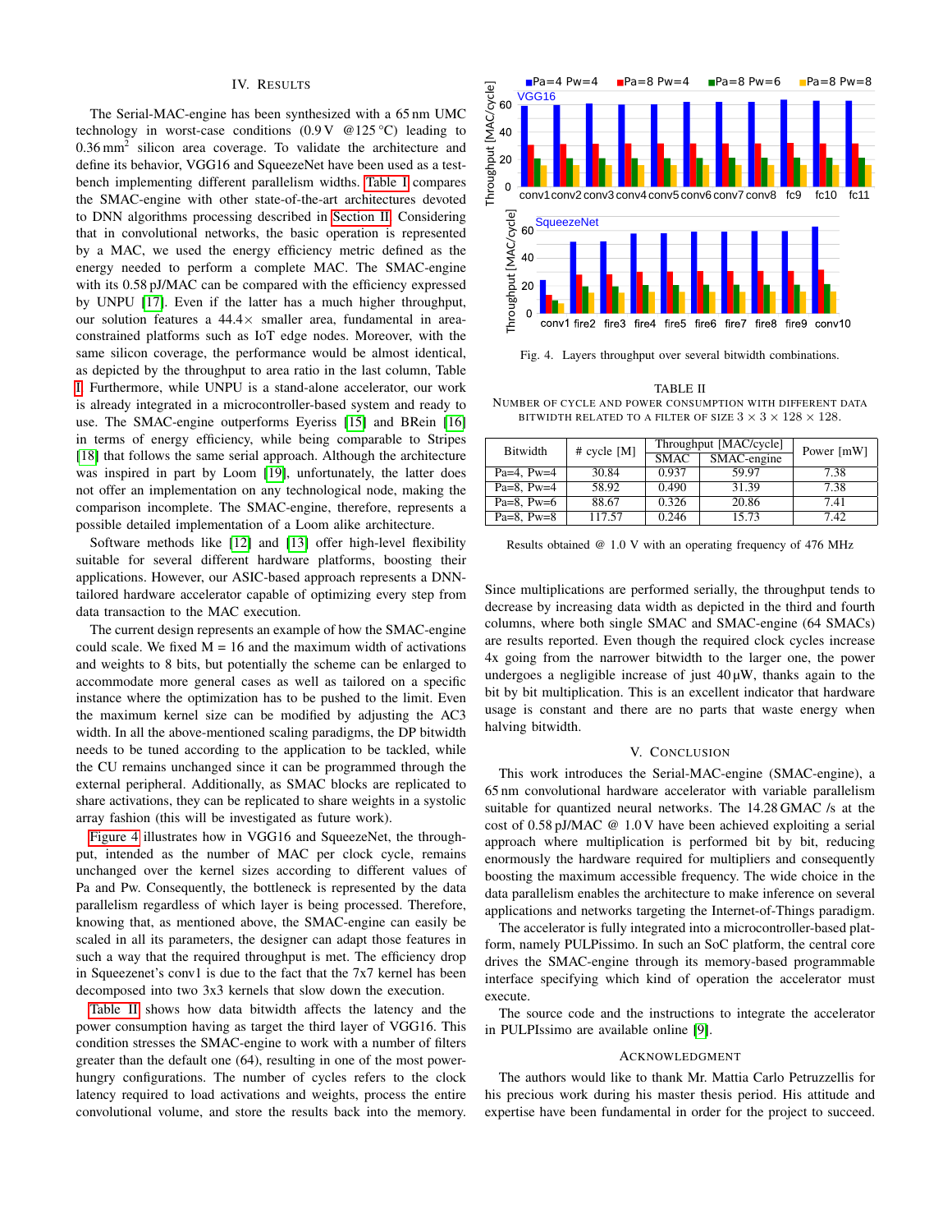## IV. Results

The Serial-MAC-engine has been synthesized with a 65 nm UMC technology in worst-case conditions (0.9 V @125 °C) leading to 0.36 mm$^2$ silicon area coverage. To validate the architecture and define its behavior, VGG16 and SqueezeNet have been used as a test-bench implementing different parallelism widths. Table I compares the SMAC-engine with other state-of-the-art architectures devoted to DNN algorithms processing described in Section II. Considering that in convolutional networks, the basic operation is represented by a MAC, we used the energy efficiency metric defined as the energy needed to perform a complete MAC. The SMAC-engine with its 0.58 pJ/MAC can be compared with the efficiency expressed by UNPU [17]. Even if the latter has a much higher throughput, our solution features a 44.4× smaller area, fundamental in area-constrained platforms such as IoT edge nodes. Moreover, with the same silicon coverage, the performance would be almost identical, as depicted by the throughput to area ratio in the last column, Table I. Furthermore, while UNPU is a stand-alone accelerator, our work is already integrated in a microcontroller-based system and ready to use. The SMAC-engine outperforms Eyeriss [15] and BRein [16] in terms of energy efficiency, while being comparable to Stripes [18] that follows the same serial approach. Although the architecture was inspired in part by Loom [19], unfortunately, the latter does not offer an implementation on any technological node, making the comparison incomplete. The SMAC-engine, therefore, represents a possible detailed implementation of a Loom alike architecture.

Software methods like [12] and [13] offer high-level flexibility suitable for several different hardware platforms, boosting their applications. However, our ASIC-based approach represents a DNN-tailored hardware accelerator capable of optimizing every step from data transaction to the MAC execution.

The current design represents an example of how the SMAC-engine could scale. We fixed M = 16 and the maximum width of activations and weights to 8 bits, but potentially the scheme can be enlarged to accommodate more general cases as well as tailored on a specific instance where the optimization has to be pushed to the limit. Even the maximum kernel size can be modified by adjusting the AC3 width. In all the above-mentioned scaling paradigms, the DP bitwidth needs to be tuned according to the application to be tackled, while the CU remains unchanged since it can be programmed through the external peripheral. Additionally, as SMAC blocks are replicated to share activations, they can be replicated to share weights in a systolic array fashion (this will be investigated as future work).

Figure 4 illustrates how in VGG16 and SqueezeNet, the throughput, intended as the number of MAC per clock cycle, remains unchanged over the kernel sizes according to different values of Pa and Pw. Consequently, the bottleneck is represented by the data parallelism regardless of which layer is being processed. Therefore, knowing that, as mentioned above, the SMAC-engine can easily be scaled in all its parameters, the designer can adapt those features in such a way that the required throughput is met. The efficiency drop in Squeezenet's conv1 is due to the fact that the 7x7 kernel has been decomposed into two 3x3 kernels that slow down the execution.

Table II shows how data bitwidth affects the latency and the power consumption having as target the third layer of VGG16. This condition stresses the SMAC-engine to work with a number of filters greater than the default one (64), resulting in one of the most power-hungry configurations. The number of cycles refers to the clock latency required to load activations and weights, process the entire convolutional volume, and store the results back into the memory.

Fig. 4. Layers throughput over several bitwidth combinations.

TABLE II
Number of cycle and power consumption with different data bitwidth related to a filter of size $3 \times 3 \times 128 \times 128$.

| Bitwidth | # cycle [M] | Throughput [MAC/cycle] | | Power [mW] |
|---|---|---|---|---|
| | | SMAC | SMAC-engine | |
| Pa=4, Pw=4 | 30.84 | 0.937 | 59.97 | 7.38 |
| Pa=8, Pw=4 | 58.92 | 0.490 | 31.39 | 7.38 |
| Pa=8, Pw=6 | 88.67 | 0.326 | 20.86 | 7.41 |
| Pa=8, Pw=8 | 117.57 | 0.246 | 15.73 | 7.42 |

Results obtained @ 1.0 V with an operating frequency of 476 MHz

Since multiplications are performed serially, the throughput tends to decrease by increasing data width as depicted in the third and fourth columns, where both single SMAC and SMAC-engine (64 SMACs) are results reported. Even though the required clock cycles increase 4x going from the narrower bitwidth to the larger one, the power undergoes a negligible increase of just 40 µW, thanks again to the bit by bit multiplication. This is an excellent indicator that hardware usage is constant and there are no parts that waste energy when halving bitwidth.

## V. Conclusion

This work introduces the Serial-MAC-engine (SMAC-engine), a 65 nm convolutional hardware accelerator with variable parallelism suitable for quantized neural networks. The 14.28 GMAC /s at the cost of 0.58 pJ/MAC @ 1.0 V have been achieved exploiting a serial approach where multiplication is performed bit by bit, reducing enormously the hardware required for multipliers and consequently boosting the maximum accessible frequency. The wide choice in the data parallelism enables the architecture to make inference on several applications and networks targeting the Internet-of-Things paradigm.

The accelerator is fully integrated into a microcontroller-based platform, namely PULPissimo. In such an SoC platform, the central core drives the SMAC-engine through its memory-based programmable interface specifying which kind of operation the accelerator must execute.

The source code and the instructions to integrate the accelerator in PULPIssimo are available online [9].

## Acknowledgment

The authors would like to thank Mr. Mattia Carlo Petruzzellis for his precious work during his master thesis period. His attitude and expertise have been fundamental in order for the project to succeed.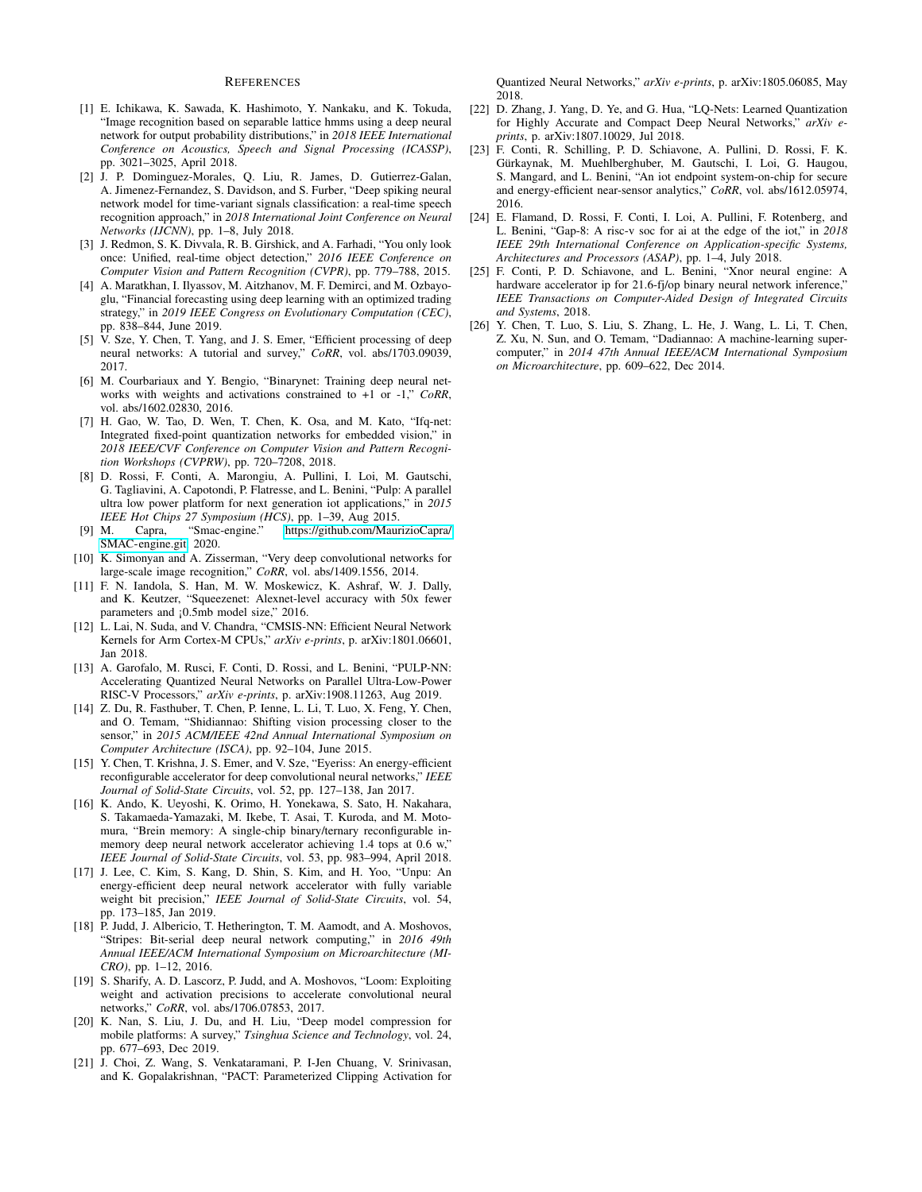## REFERENCES

[1] E. Ichikawa, K. Sawada, K. Hashimoto, Y. Nankaku, and K. Tokuda, "Image recognition based on separable lattice hmms using a deep neural network for output probability distributions," in *2018 IEEE International Conference on Acoustics, Speech and Signal Processing (ICASSP)*, pp. 3021–3025, April 2018.

[2] J. P. Dominguez-Morales, Q. Liu, R. James, D. Gutierrez-Galan, A. Jimenez-Fernandez, S. Davidson, and S. Furber, "Deep spiking neural network model for time-variant signals classification: a real-time speech recognition approach," in *2018 International Joint Conference on Neural Networks (IJCNN)*, pp. 1–8, July 2018.

[3] J. Redmon, S. K. Divvala, R. B. Girshick, and A. Farhadi, "You only look once: Unified, real-time object detection," *2016 IEEE Conference on Computer Vision and Pattern Recognition (CVPR)*, pp. 779–788, 2015.

[4] A. Maratkhan, I. Ilyassov, M. Aitzhanov, M. F. Demirci, and M. Ozbayoglu, "Financial forecasting using deep learning with an optimized trading strategy," in *2019 IEEE Congress on Evolutionary Computation (CEC)*, pp. 838–844, June 2019.

[5] V. Sze, Y. Chen, T. Yang, and J. S. Emer, "Efficient processing of deep neural networks: A tutorial and survey," *CoRR*, vol. abs/1703.09039, 2017.

[6] M. Courbariaux and Y. Bengio, "Binarynet: Training deep neural networks with weights and activations constrained to +1 or -1," *CoRR*, vol. abs/1602.02830, 2016.

[7] H. Gao, W. Tao, D. Wen, T. Chen, K. Osa, and M. Kato, "Ifq-net: Integrated fixed-point quantization networks for embedded vision," in *2018 IEEE/CVF Conference on Computer Vision and Pattern Recognition Workshops (CVPRW)*, pp. 720–7208, 2018.

[8] D. Rossi, F. Conti, A. Marongiu, A. Pullini, I. Loi, M. Gautschi, G. Tagliavini, A. Capotondi, P. Flatresse, and L. Benini, "Pulp: A parallel ultra low power platform for next generation iot applications," in *2015 IEEE Hot Chips 27 Symposium (HCS)*, pp. 1–39, Aug 2015.

[9] M. Capra, "Smac-engine." https://github.com/MaurizioCapra/SMAC-engine.git, 2020.

[10] K. Simonyan and A. Zisserman, "Very deep convolutional networks for large-scale image recognition," *CoRR*, vol. abs/1409.1556, 2014.

[11] F. N. Iandola, S. Han, M. W. Moskewicz, K. Ashraf, W. J. Dally, and K. Keutzer, "Squeezenet: Alexnet-level accuracy with 50x fewer parameters and ¡0.5mb model size," 2016.

[12] L. Lai, N. Suda, and V. Chandra, "CMSIS-NN: Efficient Neural Network Kernels for Arm Cortex-M CPUs," *arXiv e-prints*, p. arXiv:1801.06601, Jan 2018.

[13] A. Garofalo, M. Rusci, F. Conti, D. Rossi, and L. Benini, "PULP-NN: Accelerating Quantized Neural Networks on Parallel Ultra-Low-Power RISC-V Processors," *arXiv e-prints*, p. arXiv:1908.11263, Aug 2019.

[14] Z. Du, R. Fasthuber, T. Chen, P. Ienne, L. Li, T. Luo, X. Feng, Y. Chen, and O. Temam, "Shidiannao: Shifting vision processing closer to the sensor," in *2015 ACM/IEEE 42nd Annual International Symposium on Computer Architecture (ISCA)*, pp. 92–104, June 2015.

[15] Y. Chen, T. Krishna, J. S. Emer, and V. Sze, "Eyeriss: An energy-efficient reconfigurable accelerator for deep convolutional neural networks," *IEEE Journal of Solid-State Circuits*, vol. 52, pp. 127–138, Jan 2017.

[16] K. Ando, K. Ueyoshi, K. Orimo, H. Yonekawa, S. Sato, H. Nakahara, S. Takamaeda-Yamazaki, M. Ikebe, T. Asai, T. Kuroda, and M. Motomura, "Brein memory: A single-chip binary/ternary reconfigurable in-memory deep neural network accelerator achieving 1.4 tops at 0.6 w," *IEEE Journal of Solid-State Circuits*, vol. 53, pp. 983–994, April 2018.

[17] J. Lee, C. Kim, S. Kang, D. Shin, S. Kim, and H. Yoo, "Unpu: An energy-efficient deep neural network accelerator with fully variable weight bit precision," *IEEE Journal of Solid-State Circuits*, vol. 54, pp. 173–185, Jan 2019.

[18] P. Judd, J. Albericio, T. Hetherington, T. M. Aamodt, and A. Moshovos, "Stripes: Bit-serial deep neural network computing," in *2016 49th Annual IEEE/ACM International Symposium on Microarchitecture (MICRO)*, pp. 1–12, 2016.

[19] S. Sharify, A. D. Lascorz, P. Judd, and A. Moshovos, "Loom: Exploiting weight and activation precisions to accelerate convolutional neural networks," *CoRR*, vol. abs/1706.07853, 2017.

[20] K. Nan, S. Liu, J. Du, and H. Liu, "Deep model compression for mobile platforms: A survey," *Tsinghua Science and Technology*, vol. 24, pp. 677–693, Dec 2019.

[21] J. Choi, Z. Wang, S. Venkataramani, P. I-Jen Chuang, V. Srinivasan, and K. Gopalakrishnan, "PACT: Parameterized Clipping Activation for Quantized Neural Networks," *arXiv e-prints*, p. arXiv:1805.06085, May 2018.

[22] D. Zhang, J. Yang, D. Ye, and G. Hua, "LQ-Nets: Learned Quantization for Highly Accurate and Compact Deep Neural Networks," *arXiv e-prints*, p. arXiv:1807.10029, Jul 2018.

[23] F. Conti, R. Schilling, P. D. Schiavone, A. Pullini, D. Rossi, F. K. Gürkaynak, M. Muehlberghuber, M. Gautschi, I. Loi, G. Haugou, S. Mangard, and L. Benini, "An iot endpoint system-on-chip for secure and energy-efficient near-sensor analytics," *CoRR*, vol. abs/1612.05974, 2016.

[24] E. Flamand, D. Rossi, F. Conti, I. Loi, A. Pullini, F. Rotenberg, and L. Benini, "Gap-8: A risc-v soc for ai at the edge of the iot," in *2018 IEEE 29th International Conference on Application-specific Systems, Architectures and Processors (ASAP)*, pp. 1–4, July 2018.

[25] F. Conti, P. D. Schiavone, and L. Benini, "Xnor neural engine: A hardware accelerator ip for 21.6-fj/op binary neural network inference," *IEEE Transactions on Computer-Aided Design of Integrated Circuits and Systems*, 2018.

[26] Y. Chen, T. Luo, S. Liu, S. Zhang, L. He, J. Wang, L. Li, T. Chen, Z. Xu, N. Sun, and O. Temam, "Dadiannao: A machine-learning supercomputer," in *2014 47th Annual IEEE/ACM International Symposium on Microarchitecture*, pp. 609–622, Dec 2014.